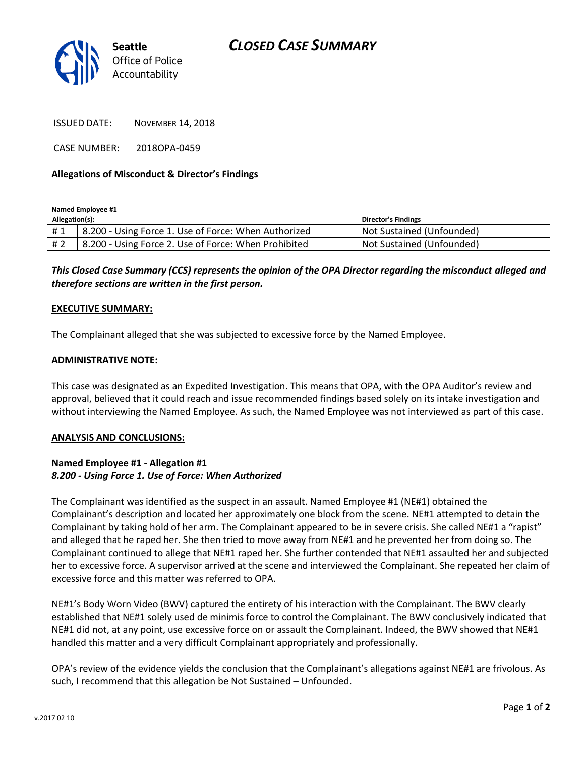# CLOSED CASE SUMMARY

Seattle Office of Police Accountability

ISSUED DATE: NOVEMBER 14, 2018

CASE NUMBER: 2018OPA-0459

**Allegations of Misconduct & Director's Findings**

**Named Employee #1**

| Allegation(s): | | Director's Findings |
|---|---|---|
| # 1 | 8.200 - Using Force 1. Use of Force: When Authorized | Not Sustained (Unfounded) |
| # 2 | 8.200 - Using Force 2. Use of Force: When Prohibited | Not Sustained (Unfounded) |

***This Closed Case Summary (CCS) represents the opinion of the OPA Director regarding the misconduct alleged and therefore sections are written in the first person.***

**EXECUTIVE SUMMARY:**

The Complainant alleged that she was subjected to excessive force by the Named Employee.

**ADMINISTRATIVE NOTE:**

This case was designated as an Expedited Investigation. This means that OPA, with the OPA Auditor's review and approval, believed that it could reach and issue recommended findings based solely on its intake investigation and without interviewing the Named Employee. As such, the Named Employee was not interviewed as part of this case.

**ANALYSIS AND CONCLUSIONS:**

**Named Employee #1 - Allegation #1**
***8.200 - Using Force 1. Use of Force: When Authorized***

The Complainant was identified as the suspect in an assault. Named Employee #1 (NE#1) obtained the Complainant's description and located her approximately one block from the scene. NE#1 attempted to detain the Complainant by taking hold of her arm. The Complainant appeared to be in severe crisis. She called NE#1 a "rapist" and alleged that he raped her. She then tried to move away from NE#1 and he prevented her from doing so. The Complainant continued to allege that NE#1 raped her. She further contended that NE#1 assaulted her and subjected her to excessive force. A supervisor arrived at the scene and interviewed the Complainant. She repeated her claim of excessive force and this matter was referred to OPA.

NE#1's Body Worn Video (BWV) captured the entirety of his interaction with the Complainant. The BWV clearly established that NE#1 solely used de minimis force to control the Complainant. The BWV conclusively indicated that NE#1 did not, at any point, use excessive force on or assault the Complainant. Indeed, the BWV showed that NE#1 handled this matter and a very difficult Complainant appropriately and professionally.

OPA's review of the evidence yields the conclusion that the Complainant's allegations against NE#1 are frivolous. As such, I recommend that this allegation be Not Sustained – Unfounded.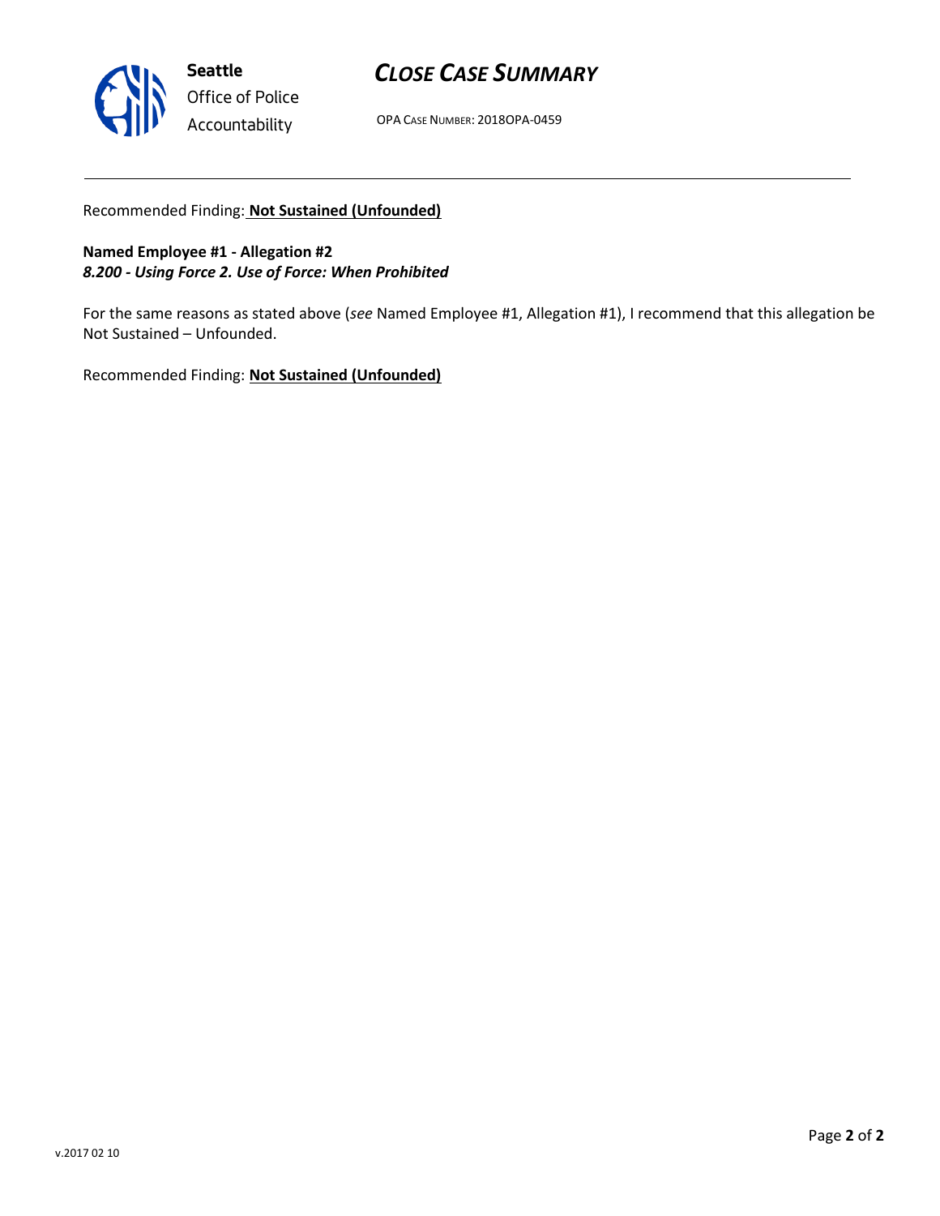Recommended Finding: **Not Sustained (Unfounded)**

**Named Employee #1 - Allegation #2**
***8.200 - Using Force 2. Use of Force: When Prohibited***

For the same reasons as stated above (*see* Named Employee #1, Allegation #1), I recommend that this allegation be Not Sustained – Unfounded.

Recommended Finding: **Not Sustained (Unfounded)**